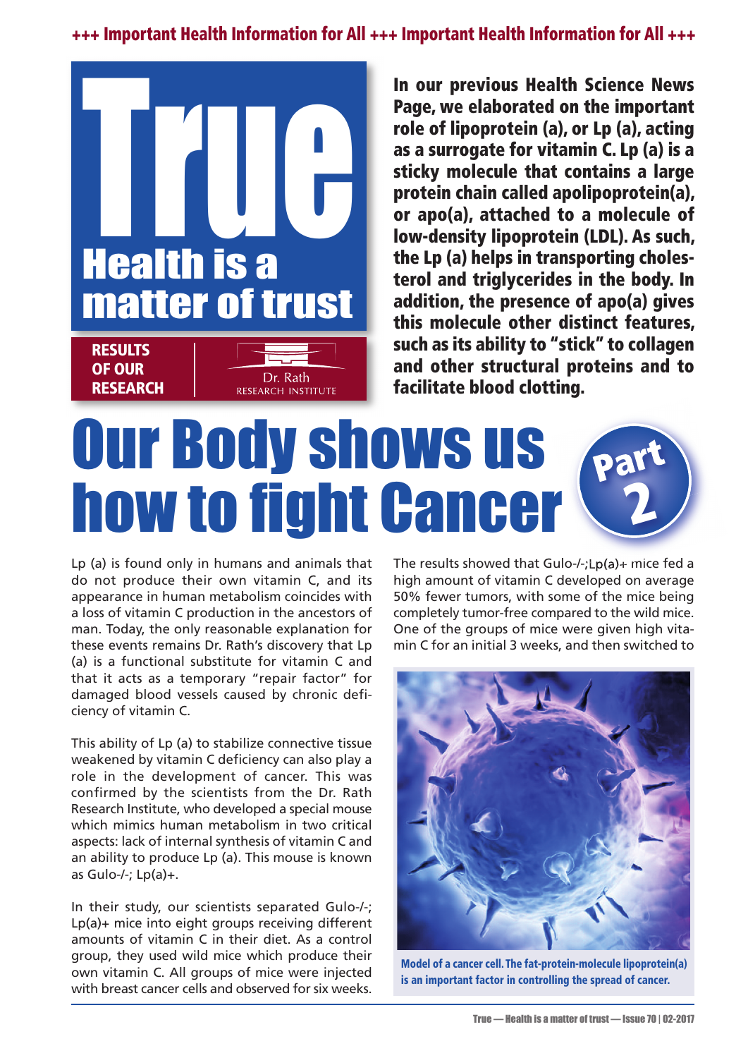+++ Important Health Information for All +++ Important Health Information for All +++

# True
## Health is a matter of trust

**RESULTS OF OUR RESEARCH**

Dr. Rath RESEARCH INSTITUTE

**In our previous Health Science News Page, we elaborated on the important role of lipoprotein (a), or Lp (a), acting as a surrogate for vitamin C. Lp (a) is a sticky molecule that contains a large protein chain called apolipoprotein(a), or apo(a), attached to a molecule of low-density lipoprotein (LDL). As such, the Lp (a) helps in transporting cholesterol and triglycerides in the body. In addition, the presence of apo(a) gives this molecule other distinct features, such as its ability to "stick" to collagen and other structural proteins and to facilitate blood clotting.**

# Our Body shows us how to fight Cancer

**Part 2**

Lp (a) is found only in humans and animals that do not produce their own vitamin C, and its appearance in human metabolism coincides with a loss of vitamin C production in the ancestors of man. Today, the only reasonable explanation for these events remains Dr. Rath's discovery that Lp (a) is a functional substitute for vitamin C and that it acts as a temporary "repair factor" for damaged blood vessels caused by chronic deficiency of vitamin C.

This ability of Lp (a) to stabilize connective tissue weakened by vitamin C deficiency can also play a role in the development of cancer. This was confirmed by the scientists from the Dr. Rath Research Institute, who developed a special mouse which mimics human metabolism in two critical aspects: lack of internal synthesis of vitamin C and an ability to produce Lp (a). This mouse is known as Gulo-/-; Lp(a)+.

In their study, our scientists separated Gulo-/-; Lp(a)+ mice into eight groups receiving different amounts of vitamin C in their diet. As a control group, they used wild mice which produce their own vitamin C. All groups of mice were injected with breast cancer cells and observed for six weeks.

The results showed that Gulo-/-;Lp(a)+ mice fed a high amount of vitamin C developed on average 50% fewer tumors, with some of the mice being completely tumor-free compared to the wild mice. One of the groups of mice were given high vitamin C for an initial 3 weeks, and then switched to

**Model of a cancer cell. The fat-protein-molecule lipoprotein(a) is an important factor in controlling the spread of cancer.**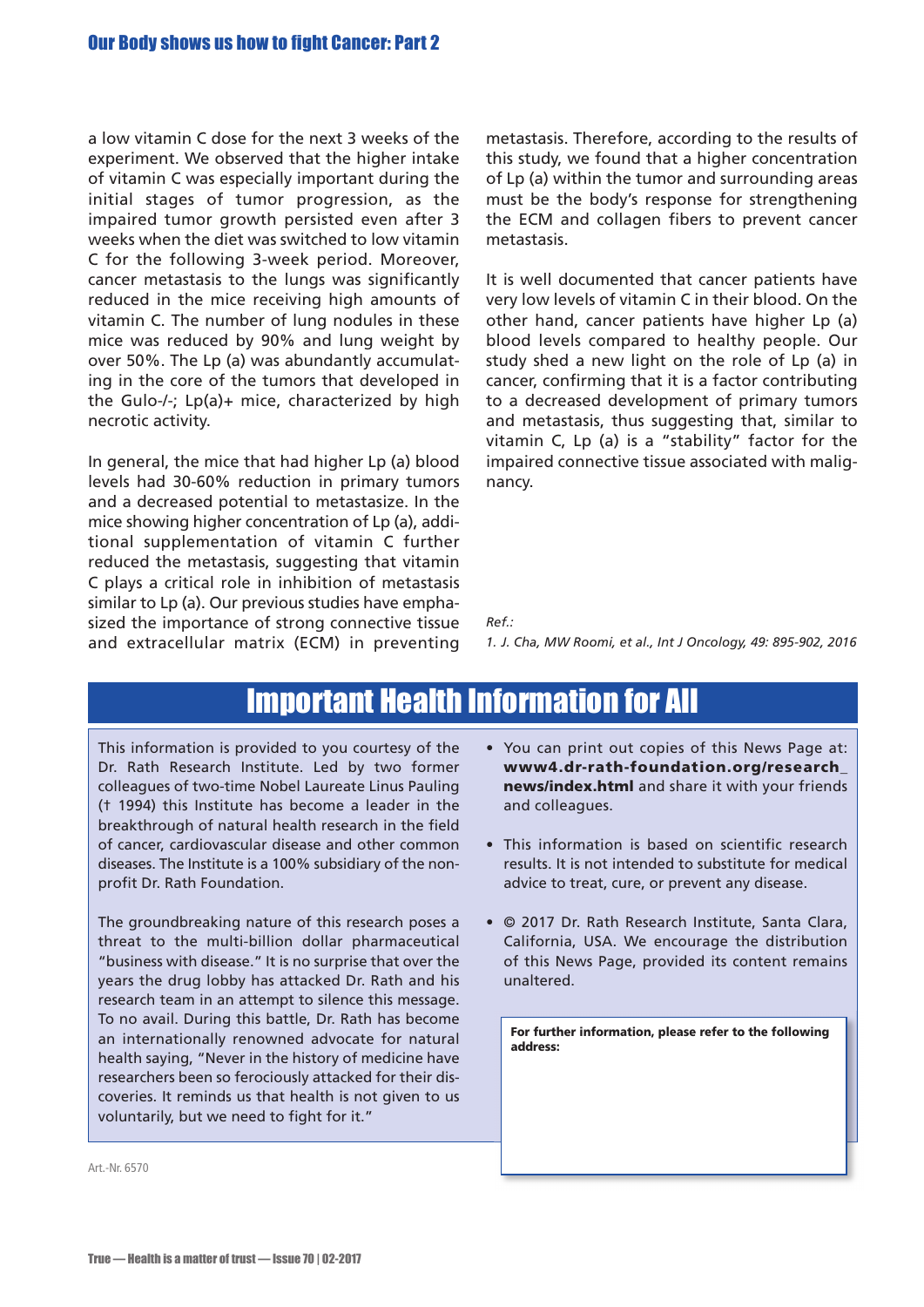a low vitamin C dose for the next 3 weeks of the experiment. We observed that the higher intake of vitamin C was especially important during the initial stages of tumor progression, as the impaired tumor growth persisted even after 3 weeks when the diet was switched to low vitamin C for the following 3-week period. Moreover, cancer metastasis to the lungs was significantly reduced in the mice receiving high amounts of vitamin C. The number of lung nodules in these mice was reduced by 90% and lung weight by over 50%. The Lp (a) was abundantly accumulating in the core of the tumors that developed in the Gulo-/-; Lp(a)+ mice, characterized by high necrotic activity.

In general, the mice that had higher Lp (a) blood levels had 30-60% reduction in primary tumors and a decreased potential to metastasize. In the mice showing higher concentration of Lp (a), additional supplementation of vitamin C further reduced the metastasis, suggesting that vitamin C plays a critical role in inhibition of metastasis similar to Lp (a). Our previous studies have emphasized the importance of strong connective tissue and extracellular matrix (ECM) in preventing metastasis. Therefore, according to the results of this study, we found that a higher concentration of Lp (a) within the tumor and surrounding areas must be the body's response for strengthening the ECM and collagen fibers to prevent cancer metastasis.

It is well documented that cancer patients have very low levels of vitamin C in their blood. On the other hand, cancer patients have higher Lp (a) blood levels compared to healthy people. Our study shed a new light on the role of Lp (a) in cancer, confirming that it is a factor contributing to a decreased development of primary tumors and metastasis, thus suggesting that, similar to vitamin C, Lp (a) is a "stability" factor for the impaired connective tissue associated with malignancy.

*Ref.:*

*1. J. Cha, MW Roomi, et al., Int J Oncology, 49: 895-902, 2016*

## Important Health Information for All

This information is provided to you courtesy of the Dr. Rath Research Institute. Led by two former colleagues of two-time Nobel Laureate Linus Pauling († 1994) this Institute has become a leader in the breakthrough of natural health research in the field of cancer, cardiovascular disease and other common diseases. The Institute is a 100% subsidiary of the non-profit Dr. Rath Foundation.

The groundbreaking nature of this research poses a threat to the multi-billion dollar pharmaceutical "business with disease." It is no surprise that over the years the drug lobby has attacked Dr. Rath and his research team in an attempt to silence this message. To no avail. During this battle, Dr. Rath has become an internationally renowned advocate for natural health saying, "Never in the history of medicine have researchers been so ferociously attacked for their discoveries. It reminds us that health is not given to us voluntarily, but we need to fight for it."

- You can print out copies of this News Page at: **www4.dr-rath-foundation.org/research_news/index.html** and share it with your friends and colleagues.
- This information is based on scientific research results. It is not intended to substitute for medical advice to treat, cure, or prevent any disease.
- © 2017 Dr. Rath Research Institute, Santa Clara, California, USA. We encourage the distribution of this News Page, provided its content remains unaltered.

**For further information, please refer to the following address:**

Art.-Nr. 6570